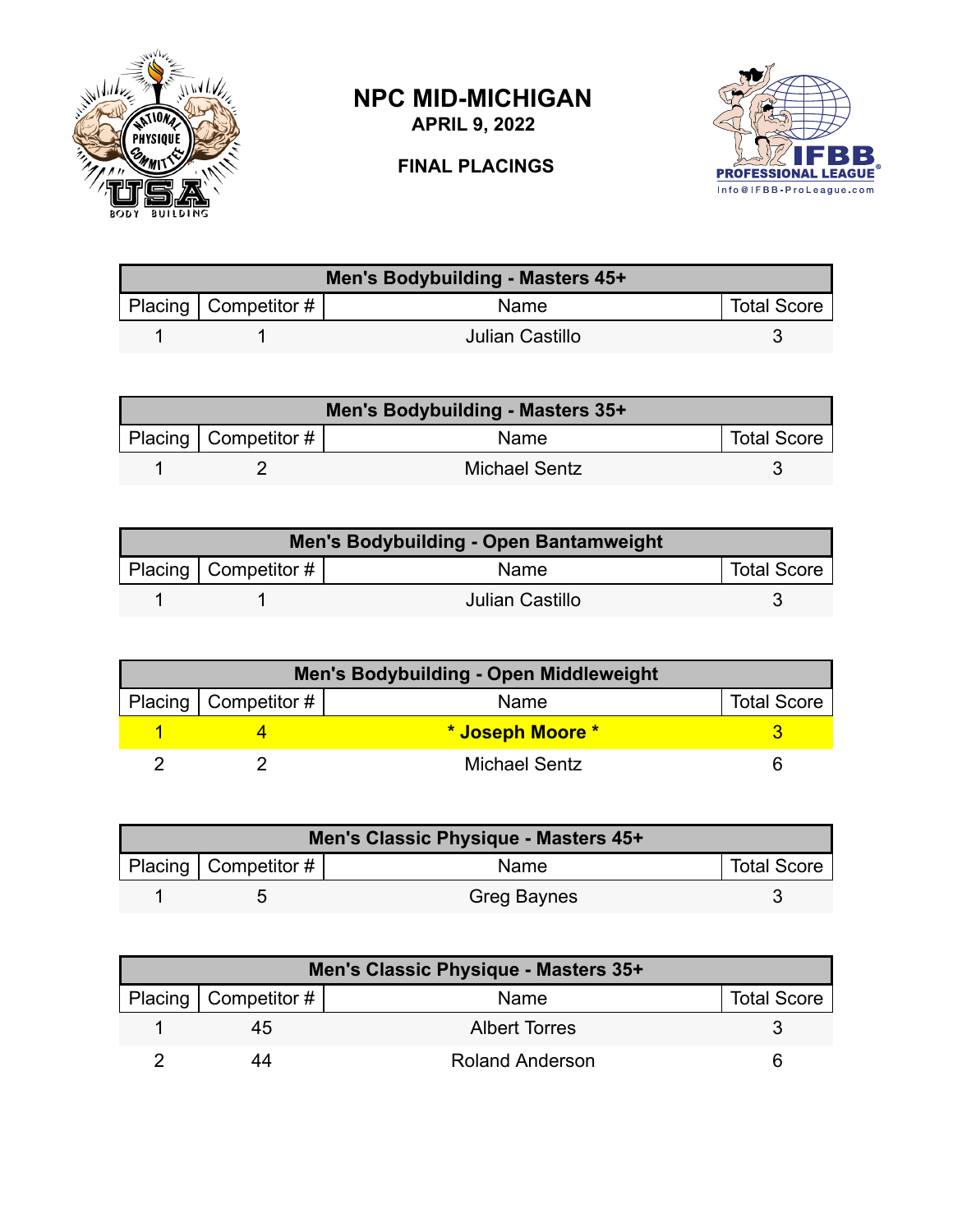# NPC MID-MICHIGAN

**APRIL 9, 2022**

**FINAL PLACINGS**

| Men's Bodybuilding - Masters 45+ | | | |
|---|---|---|---|
| Placing | Competitor # | Name | Total Score |
| 1 | 1 | Julian Castillo | 3 |

| Men's Bodybuilding - Masters 35+ | | | |
|---|---|---|---|
| Placing | Competitor # | Name | Total Score |
| 1 | 2 | Michael Sentz | 3 |

| Men's Bodybuilding - Open Bantamweight | | | |
|---|---|---|---|
| Placing | Competitor # | Name | Total Score |
| 1 | 1 | Julian Castillo | 3 |

| Men's Bodybuilding - Open Middleweight | | | |
|---|---|---|---|
| Placing | Competitor # | Name | Total Score |
| **1** | **4** | *** Joseph Moore *** | **3** |
| 2 | 2 | Michael Sentz | 6 |

| Men's Classic Physique - Masters 45+ | | | |
|---|---|---|---|
| Placing | Competitor # | Name | Total Score |
| 1 | 5 | Greg Baynes | 3 |

| Men's Classic Physique - Masters 35+ | | | |
|---|---|---|---|
| Placing | Competitor # | Name | Total Score |
| 1 | 45 | Albert Torres | 3 |
| 2 | 44 | Roland Anderson | 6 |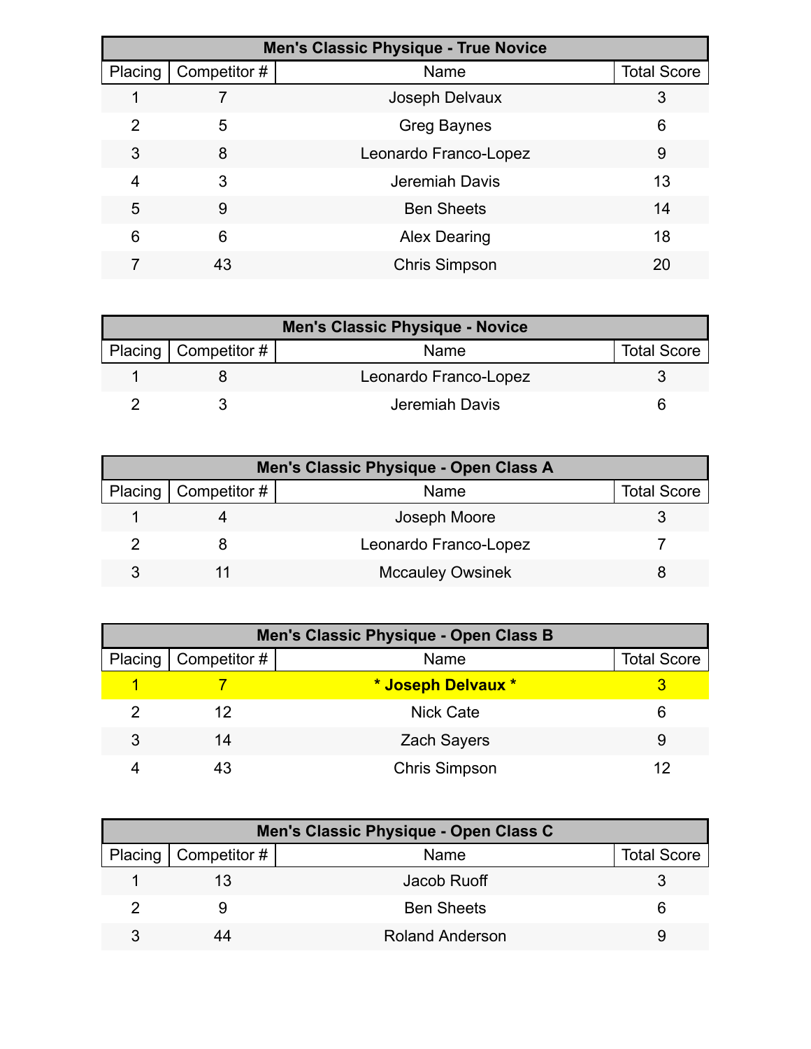| Men's Classic Physique - True Novice | | | |
|---|---|---|---|
| Placing | Competitor # | Name | Total Score |
| 1 | 7 | Joseph Delvaux | 3 |
| 2 | 5 | Greg Baynes | 6 |
| 3 | 8 | Leonardo Franco-Lopez | 9 |
| 4 | 3 | Jeremiah Davis | 13 |
| 5 | 9 | Ben Sheets | 14 |
| 6 | 6 | Alex Dearing | 18 |
| 7 | 43 | Chris Simpson | 20 |

| Men's Classic Physique - Novice | | | |
|---|---|---|---|
| Placing | Competitor # | Name | Total Score |
| 1 | 8 | Leonardo Franco-Lopez | 3 |
| 2 | 3 | Jeremiah Davis | 6 |

| Men's Classic Physique - Open Class A | | | |
|---|---|---|---|
| Placing | Competitor # | Name | Total Score |
| 1 | 4 | Joseph Moore | 3 |
| 2 | 8 | Leonardo Franco-Lopez | 7 |
| 3 | 11 | Mccauley Owsinek | 8 |

| Men's Classic Physique - Open Class B | | | |
|---|---|---|---|
| Placing | Competitor # | Name | Total Score |
| **1** | **7** | **\* Joseph Delvaux \*** | **3** |
| 2 | 12 | Nick Cate | 6 |
| 3 | 14 | Zach Sayers | 9 |
| 4 | 43 | Chris Simpson | 12 |

| Men's Classic Physique - Open Class C | | | |
|---|---|---|---|
| Placing | Competitor # | Name | Total Score |
| 1 | 13 | Jacob Ruoff | 3 |
| 2 | 9 | Ben Sheets | 6 |
| 3 | 44 | Roland Anderson | 9 |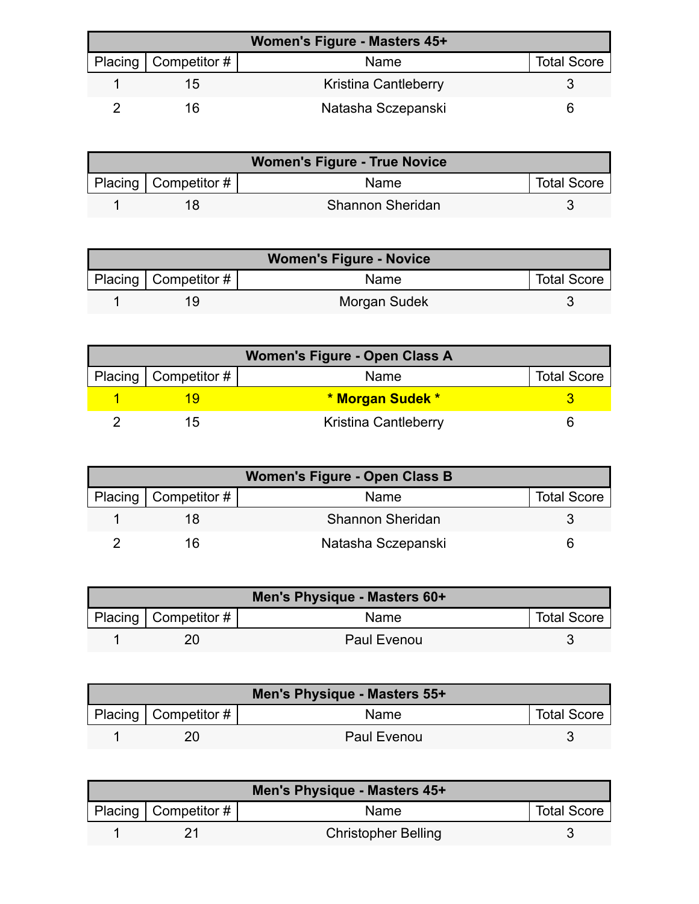| Women's Figure - Masters 45+ | | | |
|---|---|---|---|
| Placing | Competitor # | Name | Total Score |
| 1 | 15 | Kristina Cantleberry | 3 |
| 2 | 16 | Natasha Sczepanski | 6 |

| Women's Figure - True Novice | | | |
|---|---|---|---|
| Placing | Competitor # | Name | Total Score |
| 1 | 18 | Shannon Sheridan | 3 |

| Women's Figure - Novice | | | |
|---|---|---|---|
| Placing | Competitor # | Name | Total Score |
| 1 | 19 | Morgan Sudek | 3 |

| Women's Figure - Open Class A | | | |
|---|---|---|---|
| Placing | Competitor # | Name | Total Score |
| 1 | 19 | **\* Morgan Sudek \*** | 3 |
| 2 | 15 | Kristina Cantleberry | 6 |

| Women's Figure - Open Class B | | | |
|---|---|---|---|
| Placing | Competitor # | Name | Total Score |
| 1 | 18 | Shannon Sheridan | 3 |
| 2 | 16 | Natasha Sczepanski | 6 |

| Men's Physique - Masters 60+ | | | |
|---|---|---|---|
| Placing | Competitor # | Name | Total Score |
| 1 | 20 | Paul Evenou | 3 |

| Men's Physique - Masters 55+ | | | |
|---|---|---|---|
| Placing | Competitor # | Name | Total Score |
| 1 | 20 | Paul Evenou | 3 |

| Men's Physique - Masters 45+ | | | |
|---|---|---|---|
| Placing | Competitor # | Name | Total Score |
| 1 | 21 | Christopher Belling | 3 |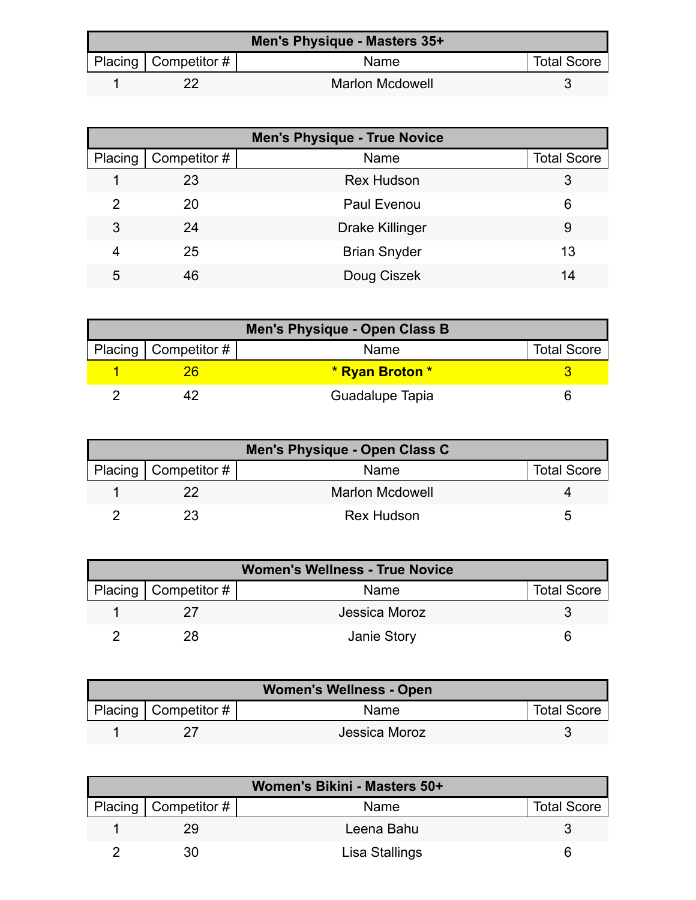| Men's Physique - Masters 35+ | | | |
|---|---|---|---|
| Placing | Competitor # | Name | Total Score |
| 1 | 22 | Marlon Mcdowell | 3 |

| Men's Physique - True Novice | | | |
|---|---|---|---|
| Placing | Competitor # | Name | Total Score |
| 1 | 23 | Rex Hudson | 3 |
| 2 | 20 | Paul Evenou | 6 |
| 3 | 24 | Drake Killinger | 9 |
| 4 | 25 | Brian Snyder | 13 |
| 5 | 46 | Doug Ciszek | 14 |

| Men's Physique - Open Class B | | | |
|---|---|---|---|
| Placing | Competitor # | Name | Total Score |
| **1** | **26** | *** Ryan Broton *** | **3** |
| 2 | 42 | Guadalupe Tapia | 6 |

| Men's Physique - Open Class C | | | |
|---|---|---|---|
| Placing | Competitor # | Name | Total Score |
| 1 | 22 | Marlon Mcdowell | 4 |
| 2 | 23 | Rex Hudson | 5 |

| Women's Wellness - True Novice | | | |
|---|---|---|---|
| Placing | Competitor # | Name | Total Score |
| 1 | 27 | Jessica Moroz | 3 |
| 2 | 28 | Janie Story | 6 |

| Women's Wellness - Open | | | |
|---|---|---|---|
| Placing | Competitor # | Name | Total Score |
| 1 | 27 | Jessica Moroz | 3 |

| Women's Bikini - Masters 50+ | | | |
|---|---|---|---|
| Placing | Competitor # | Name | Total Score |
| 1 | 29 | Leena Bahu | 3 |
| 2 | 30 | Lisa Stallings | 6 |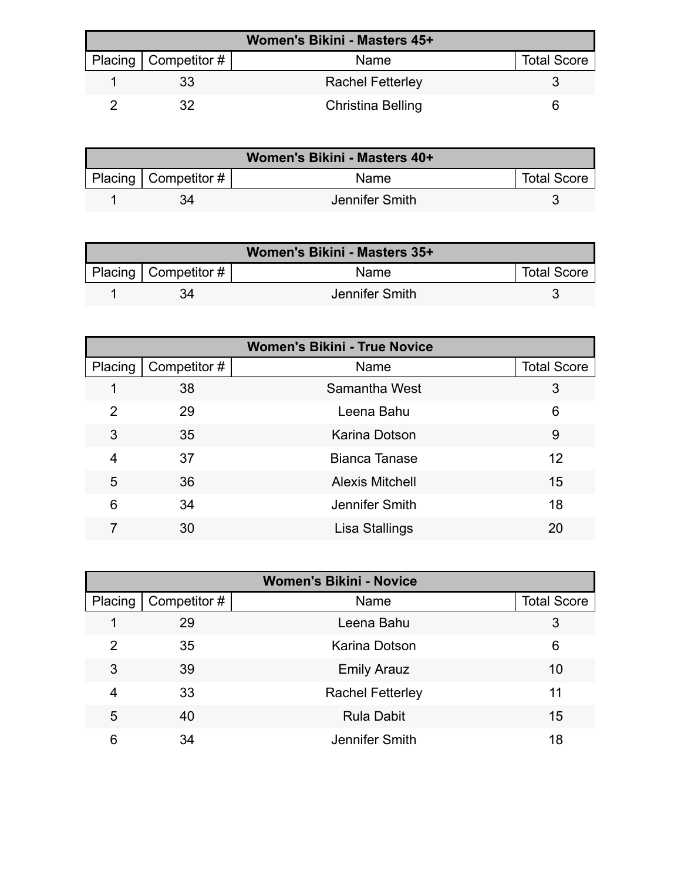| Women's Bikini - Masters 45+ | | | |
|---|---|---|---|
| Placing | Competitor # | Name | Total Score |
| 1 | 33 | Rachel Fetterley | 3 |
| 2 | 32 | Christina Belling | 6 |

| Women's Bikini - Masters 40+ | | | |
|---|---|---|---|
| Placing | Competitor # | Name | Total Score |
| 1 | 34 | Jennifer Smith | 3 |

| Women's Bikini - Masters 35+ | | | |
|---|---|---|---|
| Placing | Competitor # | Name | Total Score |
| 1 | 34 | Jennifer Smith | 3 |

| Women's Bikini - True Novice | | | |
|---|---|---|---|
| Placing | Competitor # | Name | Total Score |
| 1 | 38 | Samantha West | 3 |
| 2 | 29 | Leena Bahu | 6 |
| 3 | 35 | Karina Dotson | 9 |
| 4 | 37 | Bianca Tanase | 12 |
| 5 | 36 | Alexis Mitchell | 15 |
| 6 | 34 | Jennifer Smith | 18 |
| 7 | 30 | Lisa Stallings | 20 |

| Women's Bikini - Novice | | | |
|---|---|---|---|
| Placing | Competitor # | Name | Total Score |
| 1 | 29 | Leena Bahu | 3 |
| 2 | 35 | Karina Dotson | 6 |
| 3 | 39 | Emily Arauz | 10 |
| 4 | 33 | Rachel Fetterley | 11 |
| 5 | 40 | Rula Dabit | 15 |
| 6 | 34 | Jennifer Smith | 18 |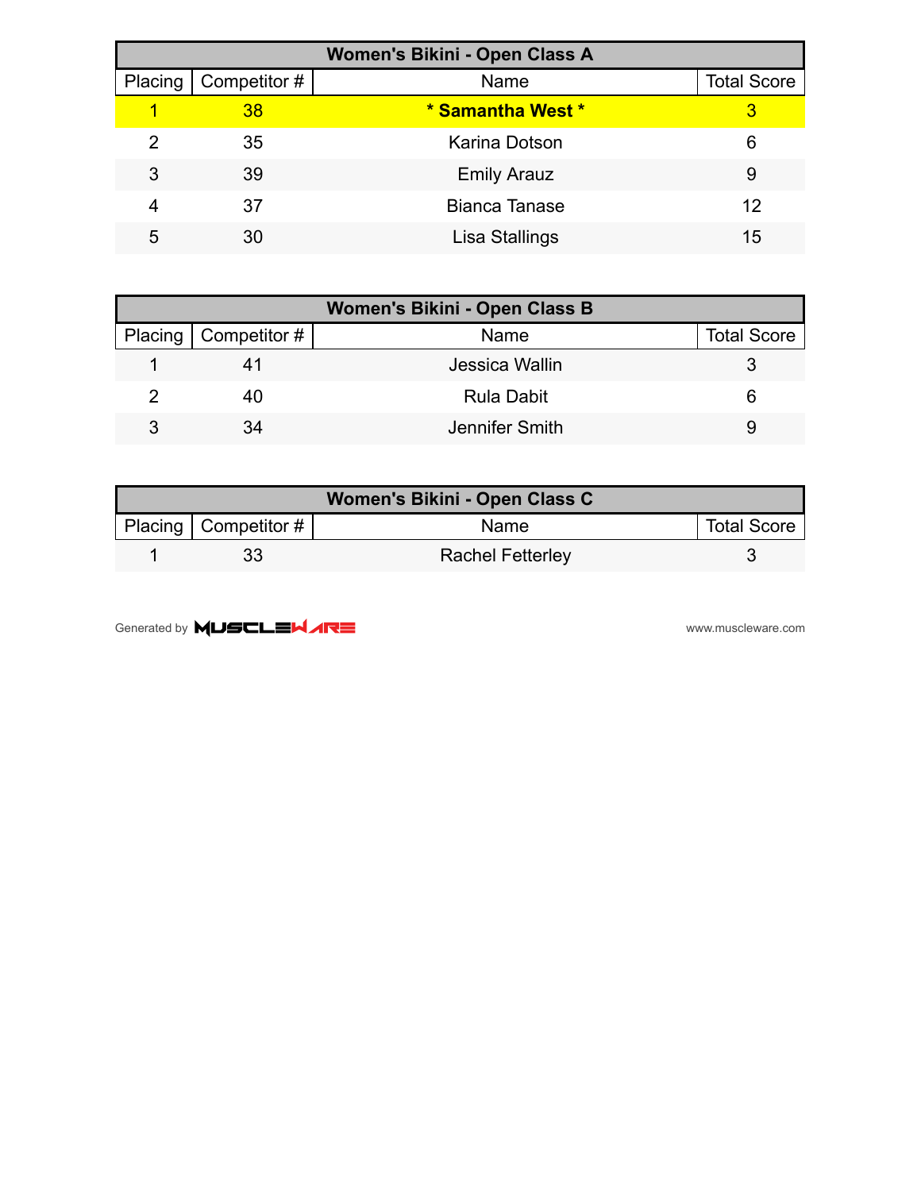| Women's Bikini - Open Class A | | | |
|---|---|---|---|
| Placing | Competitor # | Name | Total Score |
| 1 | 38 | **\* Samantha West \*** | 3 |
| 2 | 35 | Karina Dotson | 6 |
| 3 | 39 | Emily Arauz | 9 |
| 4 | 37 | Bianca Tanase | 12 |
| 5 | 30 | Lisa Stallings | 15 |

| Women's Bikini - Open Class B | | | |
|---|---|---|---|
| Placing | Competitor # | Name | Total Score |
| 1 | 41 | Jessica Wallin | 3 |
| 2 | 40 | Rula Dabit | 6 |
| 3 | 34 | Jennifer Smith | 9 |

| Women's Bikini - Open Class C | | | |
|---|---|---|---|
| Placing | Competitor # | Name | Total Score |
| 1 | 33 | Rachel Fetterley | 3 |

Generated by MUSCLEWARE www.muscleware.com